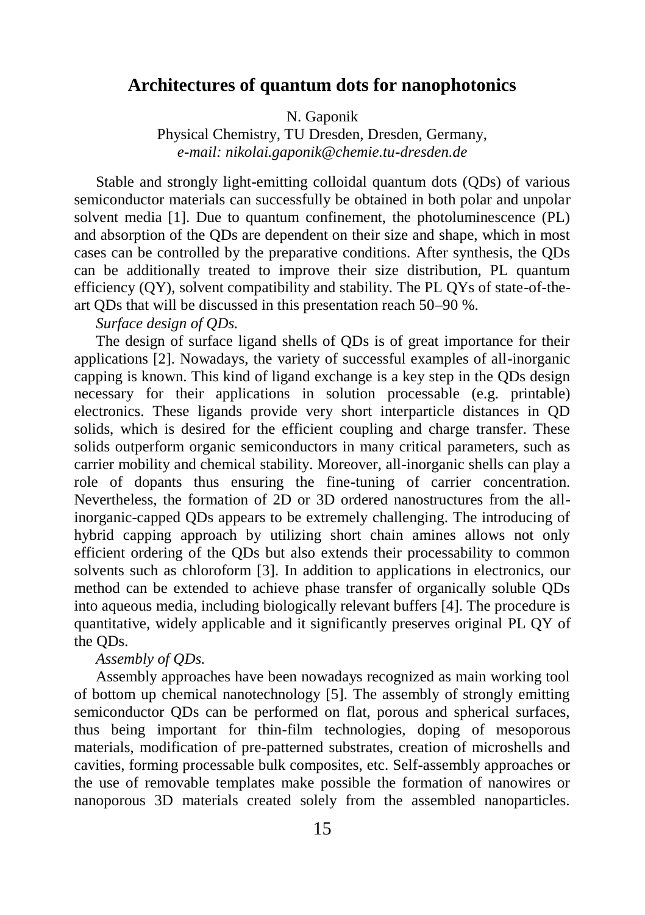# Architectures of quantum dots for nanophotonics

N. Gaponik

Physical Chemistry, TU Dresden, Dresden, Germany,
*e-mail: nikolai.gaponik@chemie.tu-dresden.de*

Stable and strongly light-emitting colloidal quantum dots (QDs) of various semiconductor materials can successfully be obtained in both polar and unpolar solvent media [1]. Due to quantum confinement, the photoluminescence (PL) and absorption of the QDs are dependent on their size and shape, which in most cases can be controlled by the preparative conditions. After synthesis, the QDs can be additionally treated to improve their size distribution, PL quantum efficiency (QY), solvent compatibility and stability. The PL QYs of state-of-the-art QDs that will be discussed in this presentation reach 50–90 %.

*Surface design of QDs.*

The design of surface ligand shells of QDs is of great importance for their applications [2]. Nowadays, the variety of successful examples of all-inorganic capping is known. This kind of ligand exchange is a key step in the QDs design necessary for their applications in solution processable (e.g. printable) electronics. These ligands provide very short interparticle distances in QD solids, which is desired for the efficient coupling and charge transfer. These solids outperform organic semiconductors in many critical parameters, such as carrier mobility and chemical stability. Moreover, all-inorganic shells can play a role of dopants thus ensuring the fine-tuning of carrier concentration. Nevertheless, the formation of 2D or 3D ordered nanostructures from the all-inorganic-capped QDs appears to be extremely challenging. The introducing of hybrid capping approach by utilizing short chain amines allows not only efficient ordering of the QDs but also extends their processability to common solvents such as chloroform [3]. In addition to applications in electronics, our method can be extended to achieve phase transfer of organically soluble QDs into aqueous media, including biologically relevant buffers [4]. The procedure is quantitative, widely applicable and it significantly preserves original PL QY of the QDs.

*Assembly of QDs.*

Assembly approaches have been nowadays recognized as main working tool of bottom up chemical nanotechnology [5]. The assembly of strongly emitting semiconductor QDs can be performed on flat, porous and spherical surfaces, thus being important for thin-film technologies, doping of mesoporous materials, modification of pre-patterned substrates, creation of microshells and cavities, forming processable bulk composites, etc. Self-assembly approaches or the use of removable templates make possible the formation of nanowires or nanoporous 3D materials created solely from the assembled nanoparticles.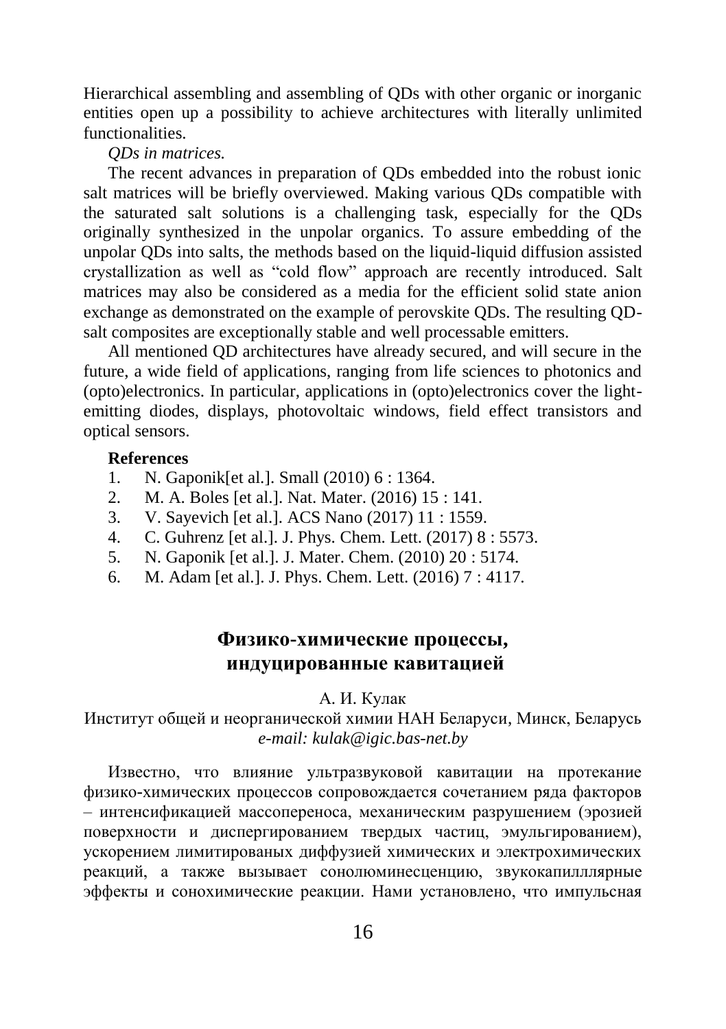Hierarchical assembling and assembling of QDs with other organic or inorganic entities open up a possibility to achieve architectures with literally unlimited functionalities.

*QDs in matrices.*

The recent advances in preparation of QDs embedded into the robust ionic salt matrices will be briefly overviewed. Making various QDs compatible with the saturated salt solutions is a challenging task, especially for the QDs originally synthesized in the unpolar organics. To assure embedding of the unpolar QDs into salts, the methods based on the liquid-liquid diffusion assisted crystallization as well as "cold flow" approach are recently introduced. Salt matrices may also be considered as a media for the efficient solid state anion exchange as demonstrated on the example of perovskite QDs. The resulting QD-salt composites are exceptionally stable and well processable emitters.

All mentioned QD architectures have already secured, and will secure in the future, a wide field of applications, ranging from life sciences to photonics and (opto)electronics. In particular, applications in (opto)electronics cover the light-emitting diodes, displays, photovoltaic windows, field effect transistors and optical sensors.

**References**

1. N. Gaponik[et al.]. Small (2010) 6 : 1364.
2. M. A. Boles [et al.]. Nat. Mater. (2016) 15 : 141.
3. V. Sayevich [et al.]. ACS Nano (2017) 11 : 1559.
4. C. Guhrenz [et al.]. J. Phys. Chem. Lett. (2017) 8 : 5573.
5. N. Gaponik [et al.]. J. Mater. Chem. (2010) 20 : 5174.
6. M. Adam [et al.]. J. Phys. Chem. Lett. (2016) 7 : 4117.

## Физико-химические процессы, индуцированные кавитацией

А. И. Кулак

Институт общей и неорганической химии НАН Беларуси, Минск, Беларусь
*e-mail: kulak@igic.bas-net.by*

Известно, что влияние ультразвуковой кавитации на протекание физико-химических процессов сопровождается сочетанием ряда факторов – интенсификацией массопереноса, механическим разрушением (эрозией поверхности и диспергированием твердых частиц, эмульгированием), ускорением лимитированых диффузией химических и электрохимических реакций, а также вызывает сонолюминесценцию, звукокапилллярные эффекты и сонохимические реакции. Нами установлено, что импульсная